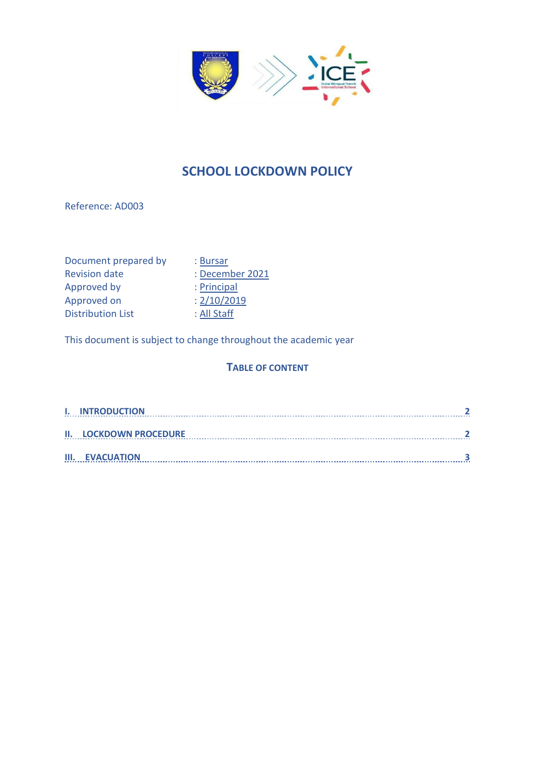# SCHOOL LOCKDOWN POLICY

Reference: AD003

| | |
|---|---|
| Document prepared by | : Bursar |
| Revision date | : December 2021 |
| Approved by | : Principal |
| Approved on | : 2/10/2019 |
| Distribution List | : All Staff |

This document is subject to change throughout the academic year

## TABLE OF CONTENT

I. INTRODUCTION ........................................ 2

II. LOCKDOWN PROCEDURE ........................................ 2

III. EVACUATION ........................................ 3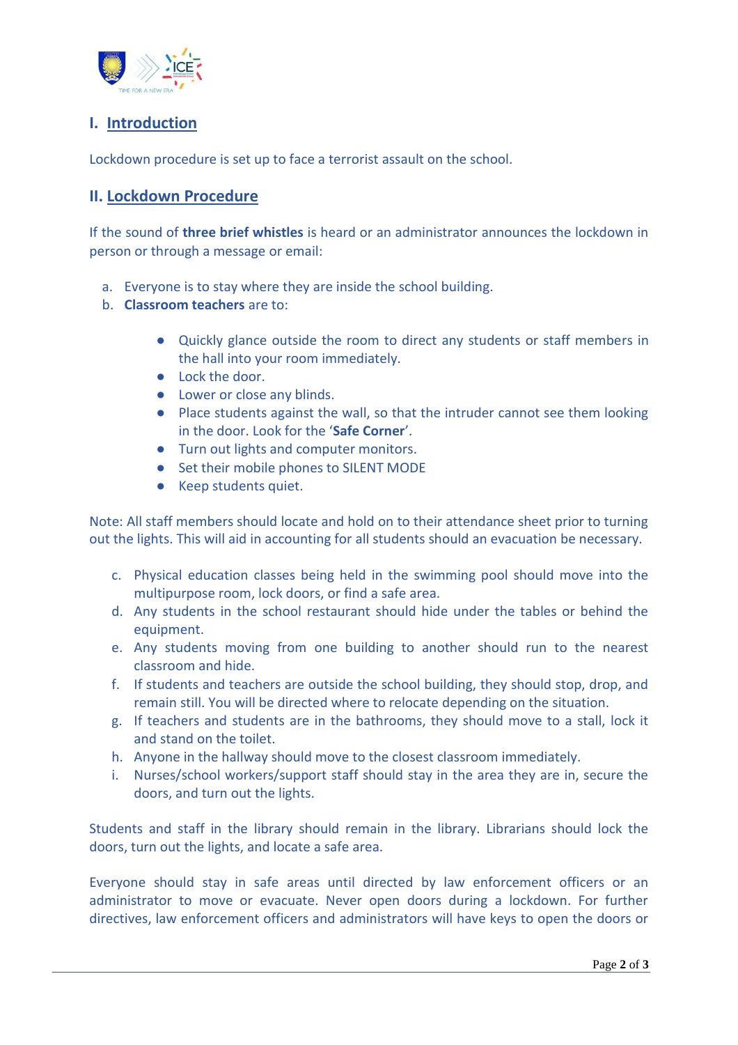## I. Introduction

Lockdown procedure is set up to face a terrorist assault on the school.

## II. Lockdown Procedure

If the sound of **three brief whistles** is heard or an administrator announces the lockdown in person or through a message or email:

a. Everyone is to stay where they are inside the school building.

b. **Classroom teachers** are to:

- Quickly glance outside the room to direct any students or staff members in the hall into your room immediately.
- Lock the door.
- Lower or close any blinds.
- Place students against the wall, so that the intruder cannot see them looking in the door. Look for the '**Safe Corner**'.
- Turn out lights and computer monitors.
- Set their mobile phones to SILENT MODE
- Keep students quiet.

Note: All staff members should locate and hold on to their attendance sheet prior to turning out the lights. This will aid in accounting for all students should an evacuation be necessary.

c. Physical education classes being held in the swimming pool should move into the multipurpose room, lock doors, or find a safe area.

d. Any students in the school restaurant should hide under the tables or behind the equipment.

e. Any students moving from one building to another should run to the nearest classroom and hide.

f. If students and teachers are outside the school building, they should stop, drop, and remain still. You will be directed where to relocate depending on the situation.

g. If teachers and students are in the bathrooms, they should move to a stall, lock it and stand on the toilet.

h. Anyone in the hallway should move to the closest classroom immediately.

i. Nurses/school workers/support staff should stay in the area they are in, secure the doors, and turn out the lights.

Students and staff in the library should remain in the library. Librarians should lock the doors, turn out the lights, and locate a safe area.

Everyone should stay in safe areas until directed by law enforcement officers or an administrator to move or evacuate. Never open doors during a lockdown. For further directives, law enforcement officers and administrators will have keys to open the doors or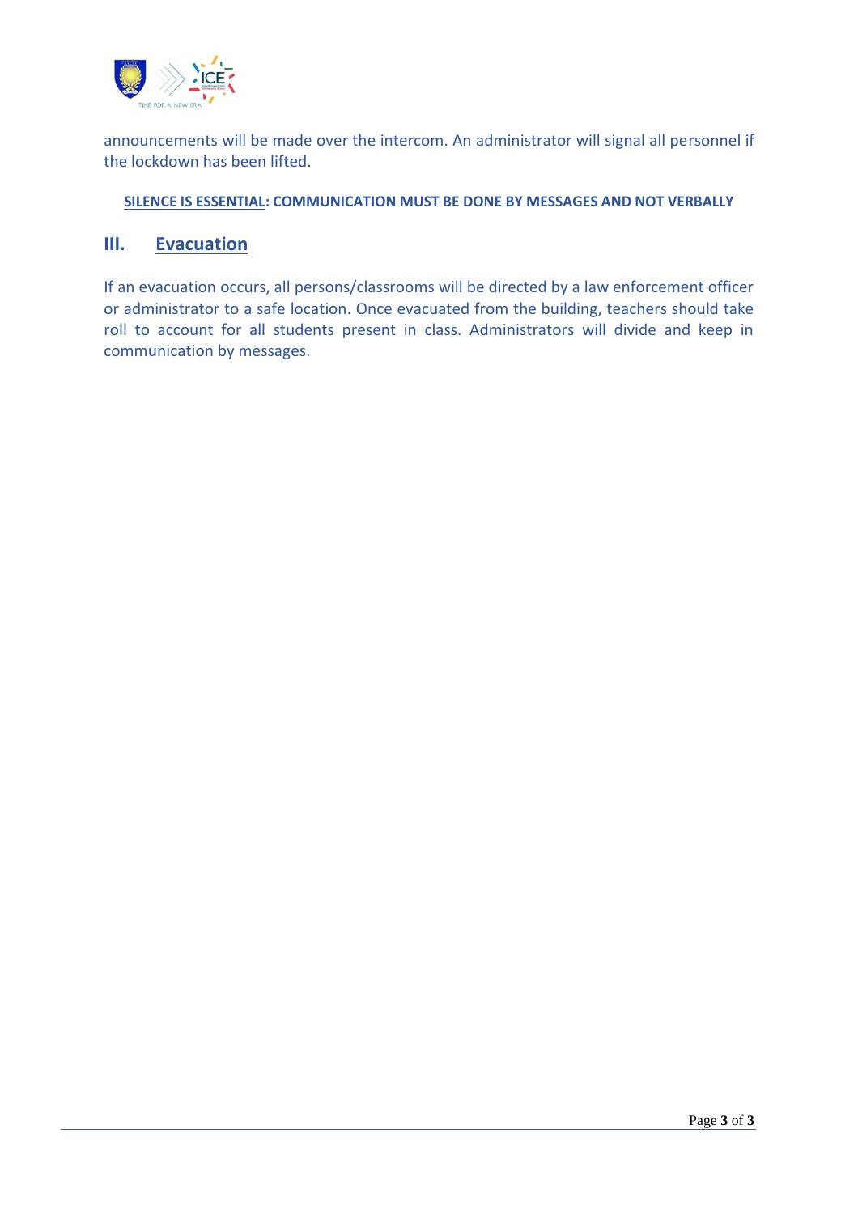announcements will be made over the intercom. An administrator will signal all personnel if the lockdown has been lifted.

**<u>SILENCE IS ESSENTIAL</u>: COMMUNICATION MUST BE DONE BY MESSAGES AND NOT VERBALLY**

## III. Evacuation

If an evacuation occurs, all persons/classrooms will be directed by a law enforcement officer or administrator to a safe location. Once evacuated from the building, teachers should take roll to account for all students present in class. Administrators will divide and keep in communication by messages.